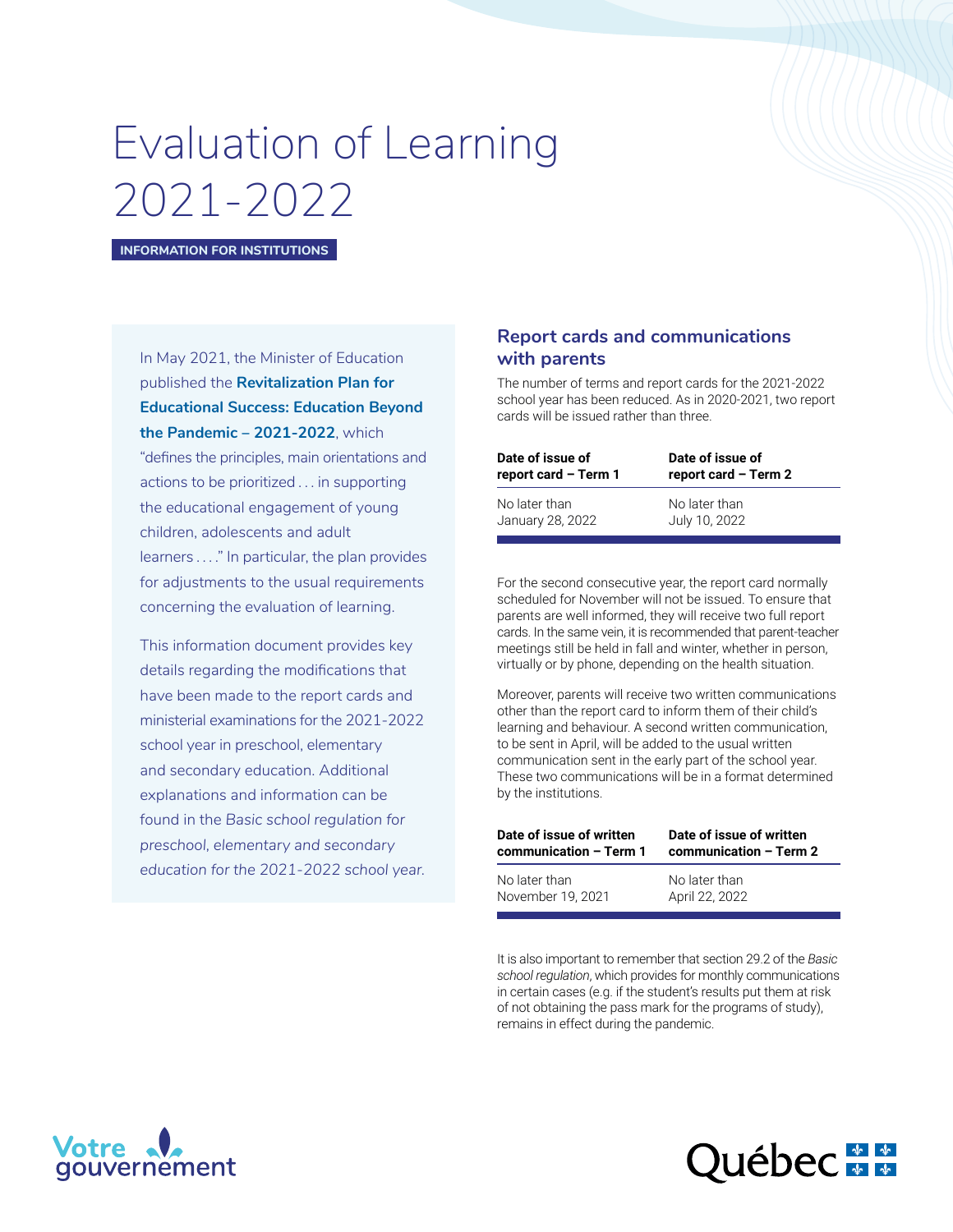# Evaluation of Learning 2021-2022

**INFORMATION FOR INSTITUTIONS**

In May 2021, the Minister of Education published the **Revitalization Plan for Educational Success: Education Beyond the Pandemic – 2021-2022**, which "defines the principles, main orientations and actions to be prioritized . . . in supporting the educational engagement of young children, adolescents and adult learners . . . ." In particular, the plan provides for adjustments to the usual requirements concerning the evaluation of learning.

This information document provides key details regarding the modifications that have been made to the report cards and ministerial examinations for the 2021-2022 school year in preschool, elementary and secondary education. Additional explanations and information can be found in the *Basic school regulation for preschool, elementary and secondary education for the 2021-2022 school year.*

## Report cards and communications with parents

The number of terms and report cards for the 2021-2022 school year has been reduced. As in 2020-2021, two report cards will be issued rather than three.

| Date of issue of report card – Term 1 | Date of issue of report card – Term 2 |
|---|---|
| No later than January 28, 2022 | No later than July 10, 2022 |

For the second consecutive year, the report card normally scheduled for November will not be issued. To ensure that parents are well informed, they will receive two full report cards. In the same vein, it is recommended that parent-teacher meetings still be held in fall and winter, whether in person, virtually or by phone, depending on the health situation.

Moreover, parents will receive two written communications other than the report card to inform them of their child's learning and behaviour. A second written communication, to be sent in April, will be added to the usual written communication sent in the early part of the school year. These two communications will be in a format determined by the institutions.

| Date of issue of written communication – Term 1 | Date of issue of written communication – Term 2 |
|---|---|
| No later than November 19, 2021 | No later than April 22, 2022 |

It is also important to remember that section 29.2 of the *Basic school regulation*, which provides for monthly communications in certain cases (e.g. if the student's results put them at risk of not obtaining the pass mark for the programs of study), remains in effect during the pandemic.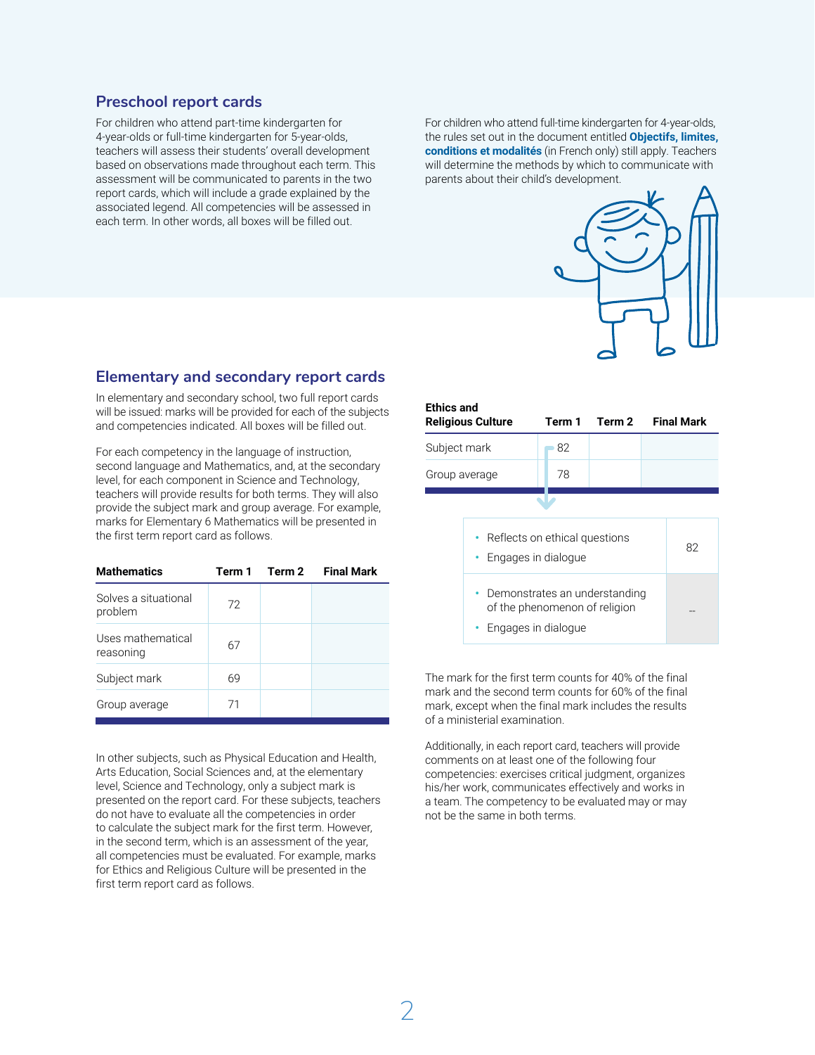## Preschool report cards

For children who attend part-time kindergarten for 4-year-olds or full-time kindergarten for 5-year-olds, teachers will assess their students' overall development based on observations made throughout each term. This assessment will be communicated to parents in the two report cards, which will include a grade explained by the associated legend. All competencies will be assessed in each term. In other words, all boxes will be filled out.

For children who attend full-time kindergarten for 4-year-olds, the rules set out in the document entitled **Objectifs, limites, conditions et modalités** (in French only) still apply. Teachers will determine the methods by which to communicate with parents about their child's development.

## Elementary and secondary report cards

In elementary and secondary school, two full report cards will be issued: marks will be provided for each of the subjects and competencies indicated. All boxes will be filled out.

For each competency in the language of instruction, second language and Mathematics, and, at the secondary level, for each component in Science and Technology, teachers will provide results for both terms. They will also provide the subject mark and group average. For example, marks for Elementary 6 Mathematics will be presented in the first term report card as follows.

| Mathematics | Term 1 | Term 2 | Final Mark |
|---|---|---|---|
| Solves a situational problem | 72 | | |
| Uses mathematical reasoning | 67 | | |
| Subject mark | 69 | | |
| Group average | 71 | | |

In other subjects, such as Physical Education and Health, Arts Education, Social Sciences and, at the elementary level, Science and Technology, only a subject mark is presented on the report card. For these subjects, teachers do not have to evaluate all the competencies in order to calculate the subject mark for the first term. However, in the second term, which is an assessment of the year, all competencies must be evaluated. For example, marks for Ethics and Religious Culture will be presented in the first term report card as follows.

| Ethics and Religious Culture | Term 1 | Term 2 | Final Mark |
|---|---|---|---|
| Subject mark | 82 | | |
| Group average | 78 | | |

| Competencies | Mark |
|---|---|
| • Reflects on ethical questions<br>• Engages in dialogue | 82 |
| • Demonstrates an understanding of the phenomenon of religion<br>• Engages in dialogue | -- |

The mark for the first term counts for 40% of the final mark and the second term counts for 60% of the final mark, except when the final mark includes the results of a ministerial examination.

Additionally, in each report card, teachers will provide comments on at least one of the following four competencies: exercises critical judgment, organizes his/her work, communicates effectively and works in a team. The competency to be evaluated may or may not be the same in both terms.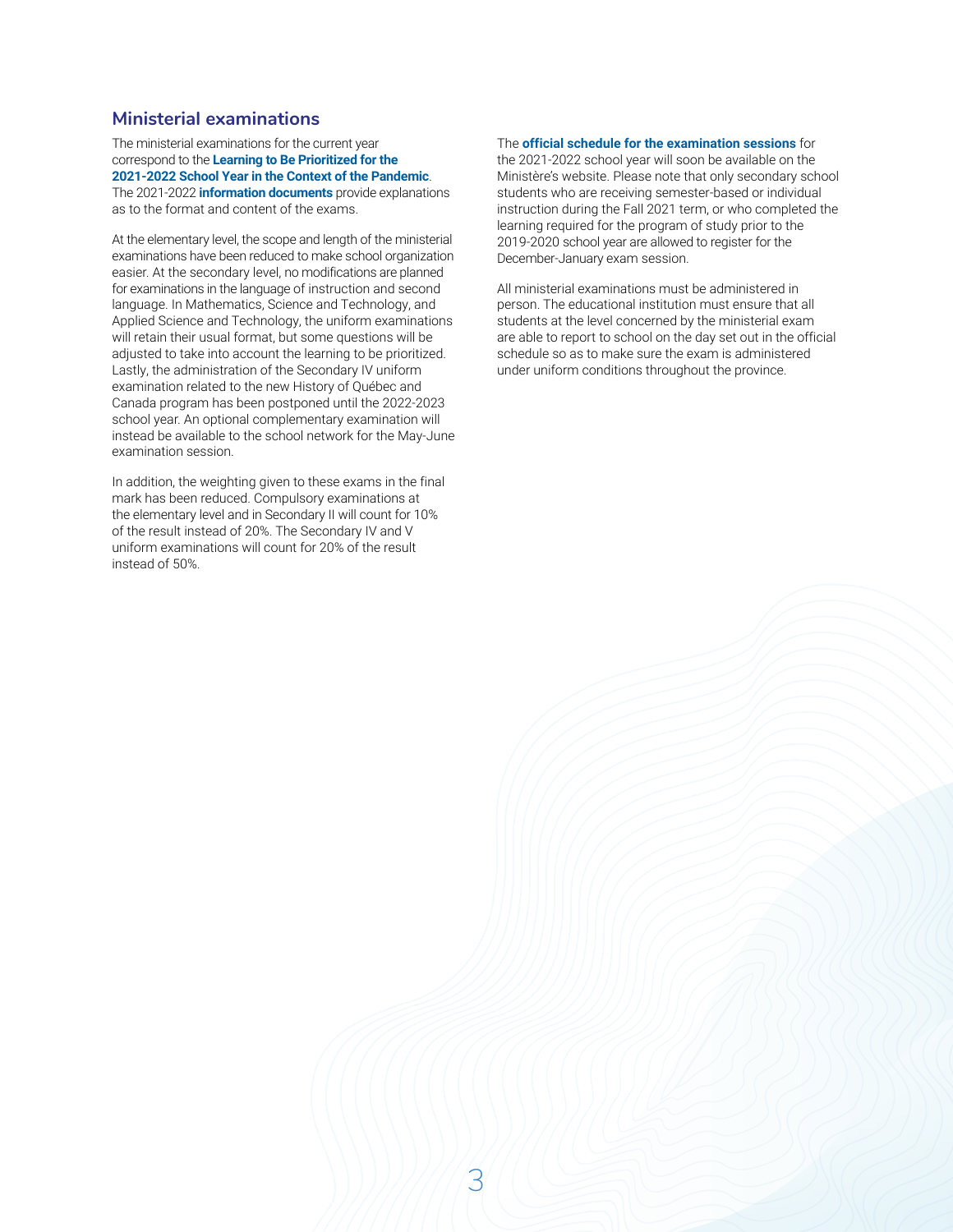## Ministerial examinations

The ministerial examinations for the current year correspond to the **Learning to Be Prioritized for the 2021-2022 School Year in the Context of the Pandemic**. The 2021-2022 **information documents** provide explanations as to the format and content of the exams.

At the elementary level, the scope and length of the ministerial examinations have been reduced to make school organization easier. At the secondary level, no modifications are planned for examinations in the language of instruction and second language. In Mathematics, Science and Technology, and Applied Science and Technology, the uniform examinations will retain their usual format, but some questions will be adjusted to take into account the learning to be prioritized. Lastly, the administration of the Secondary IV uniform examination related to the new History of Québec and Canada program has been postponed until the 2022-2023 school year. An optional complementary examination will instead be available to the school network for the May-June examination session.

In addition, the weighting given to these exams in the final mark has been reduced. Compulsory examinations at the elementary level and in Secondary II will count for 10% of the result instead of 20%. The Secondary IV and V uniform examinations will count for 20% of the result instead of 50%.

The **official schedule for the examination sessions** for the 2021-2022 school year will soon be available on the Ministère's website. Please note that only secondary school students who are receiving semester-based or individual instruction during the Fall 2021 term, or who completed the learning required for the program of study prior to the 2019-2020 school year are allowed to register for the December-January exam session.

All ministerial examinations must be administered in person. The educational institution must ensure that all students at the level concerned by the ministerial exam are able to report to school on the day set out in the official schedule so as to make sure the exam is administered under uniform conditions throughout the province.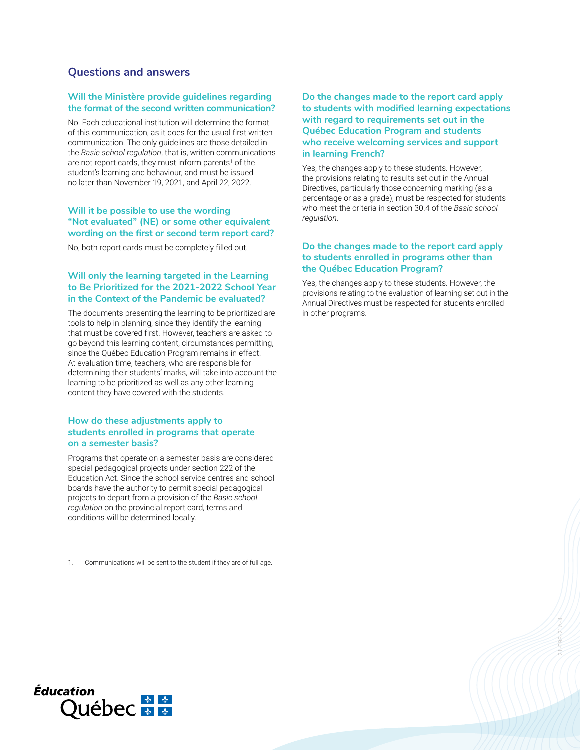## Questions and answers

### Will the Ministère provide guidelines regarding the format of the second written communication?

No. Each educational institution will determine the format of this communication, as it does for the usual first written communication. The only guidelines are those detailed in the *Basic school regulation*, that is, written communications are not report cards, they must inform parents[1] of the student's learning and behaviour, and must be issued no later than November 19, 2021, and April 22, 2022.

### Will it be possible to use the wording "Not evaluated" (NE) or some other equivalent wording on the first or second term report card?

No, both report cards must be completely filled out.

### Will only the learning targeted in the Learning to Be Prioritized for the 2021-2022 School Year in the Context of the Pandemic be evaluated?

The documents presenting the learning to be prioritized are tools to help in planning, since they identify the learning that must be covered first. However, teachers are asked to go beyond this learning content, circumstances permitting, since the Québec Education Program remains in effect. At evaluation time, teachers, who are responsible for determining their students' marks, will take into account the learning to be prioritized as well as any other learning content they have covered with the students.

### How do these adjustments apply to students enrolled in programs that operate on a semester basis?

Programs that operate on a semester basis are considered special pedagogical projects under section 222 of the Education Act. Since the school service centres and school boards have the authority to permit special pedagogical projects to depart from a provision of the *Basic school regulation* on the provincial report card, terms and conditions will be determined locally.

### Do the changes made to the report card apply to students with modified learning expectations with regard to requirements set out in the Québec Education Program and students who receive welcoming services and support in learning French?

Yes, the changes apply to these students. However, the provisions relating to results set out in the Annual Directives, particularly those concerning marking (as a percentage or as a grade), must be respected for students who meet the criteria in section 30.4 of the *Basic school regulation*.

### Do the changes made to the report card apply to students enrolled in programs other than the Québec Education Program?

Yes, the changes apply to these students. However, the provisions relating to the evaluation of learning set out in the Annual Directives must be respected for students enrolled in other programs.

---

1. Communications will be sent to the student if they are of full age.

21-098-21A-4

Éducation Québec